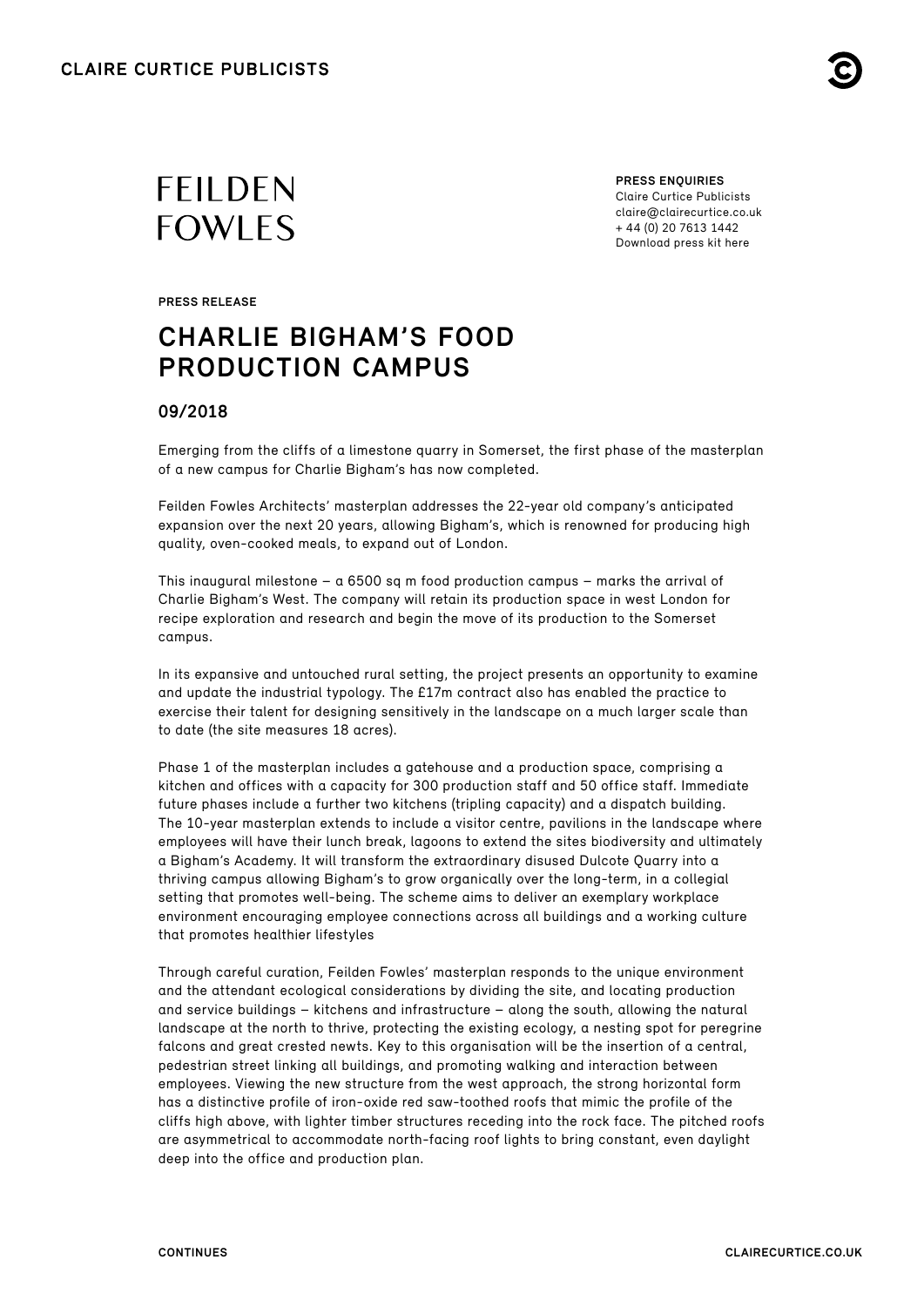# FEILDEN FOWLES

**PRESS ENQUIRIES**
Claire Curtice Publicists
claire@clairecurtice.co.uk
+ 44 (0) 20 7613 1442
Download press kit here

**PRESS RELEASE**

## CHARLIE BIGHAM'S FOOD PRODUCTION CAMPUS

### 09/2018

Emerging from the cliffs of a limestone quarry in Somerset, the first phase of the masterplan of a new campus for Charlie Bigham's has now completed.

Feilden Fowles Architects' masterplan addresses the 22-year old company's anticipated expansion over the next 20 years, allowing Bigham's, which is renowned for producing high quality, oven-cooked meals, to expand out of London.

This inaugural milestone – a 6500 sq m food production campus – marks the arrival of Charlie Bigham's West. The company will retain its production space in west London for recipe exploration and research and begin the move of its production to the Somerset campus.

In its expansive and untouched rural setting, the project presents an opportunity to examine and update the industrial typology. The £17m contract also has enabled the practice to exercise their talent for designing sensitively in the landscape on a much larger scale than to date (the site measures 18 acres).

Phase 1 of the masterplan includes a gatehouse and a production space, comprising a kitchen and offices with a capacity for 300 production staff and 50 office staff. Immediate future phases include a further two kitchens (tripling capacity) and a dispatch building. The 10-year masterplan extends to include a visitor centre, pavilions in the landscape where employees will have their lunch break, lagoons to extend the sites biodiversity and ultimately a Bigham's Academy. It will transform the extraordinary disused Dulcote Quarry into a thriving campus allowing Bigham's to grow organically over the long-term, in a collegial setting that promotes well-being. The scheme aims to deliver an exemplary workplace environment encouraging employee connections across all buildings and a working culture that promotes healthier lifestyles

Through careful curation, Feilden Fowles' masterplan responds to the unique environment and the attendant ecological considerations by dividing the site, and locating production and service buildings – kitchens and infrastructure – along the south, allowing the natural landscape at the north to thrive, protecting the existing ecology, a nesting spot for peregrine falcons and great crested newts. Key to this organisation will be the insertion of a central, pedestrian street linking all buildings, and promoting walking and interaction between employees. Viewing the new structure from the west approach, the strong horizontal form has a distinctive profile of iron-oxide red saw-toothed roofs that mimic the profile of the cliffs high above, with lighter timber structures receding into the rock face. The pitched roofs are asymmetrical to accommodate north-facing roof lights to bring constant, even daylight deep into the office and production plan.

**CONTINUES**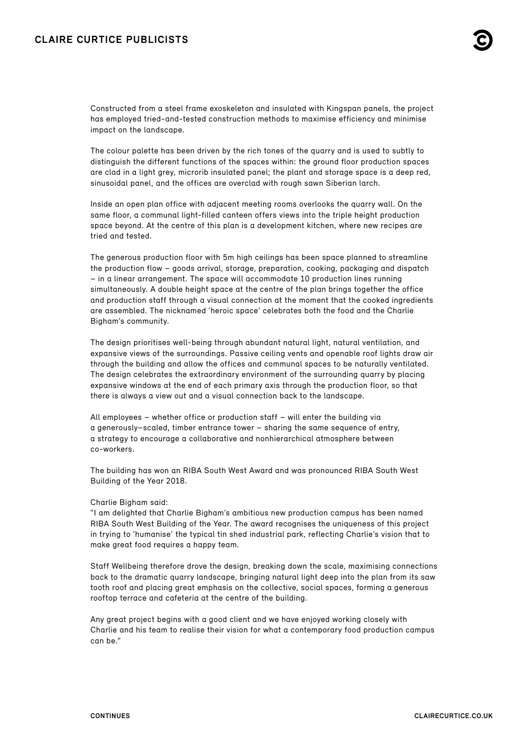Constructed from a steel frame exoskeleton and insulated with Kingspan panels, the project has employed tried-and-tested construction methods to maximise efficiency and minimise impact on the landscape.

The colour palette has been driven by the rich tones of the quarry and is used to subtly to distinguish the different functions of the spaces within: the ground floor production spaces are clad in a light grey, microrib insulated panel; the plant and storage space is a deep red, sinusoidal panel, and the offices are overclad with rough sawn Siberian larch.

Inside an open plan office with adjacent meeting rooms overlooks the quarry wall. On the same floor, a communal light-filled canteen offers views into the triple height production space beyond. At the centre of this plan is a development kitchen, where new recipes are tried and tested.

The generous production floor with 5m high ceilings has been space planned to streamline the production flow – goods arrival, storage, preparation, cooking, packaging and dispatch – in a linear arrangement. The space will accommodate 10 production lines running simultaneously. A double height space at the centre of the plan brings together the office and production staff through a visual connection at the moment that the cooked ingredients are assembled. The nicknamed 'heroic space' celebrates both the food and the Charlie Bigham's community.

The design prioritises well-being through abundant natural light, natural ventilation, and expansive views of the surroundings. Passive ceiling vents and openable roof lights draw air through the building and allow the offices and communal spaces to be naturally ventilated. The design celebrates the extraordinary environment of the surrounding quarry by placing expansive windows at the end of each primary axis through the production floor, so that there is always a view out and a visual connection back to the landscape.

All employees – whether office or production staff – will enter the building via a generously–scaled, timber entrance tower – sharing the same sequence of entry, a strategy to encourage a collaborative and nonhierarchical atmosphere between co-workers.

The building has won an RIBA South West Award and was pronounced RIBA South West Building of the Year 2018.

Charlie Bigham said:
"I am delighted that Charlie Bigham's ambitious new production campus has been named RIBA South West Building of the Year. The award recognises the uniqueness of this project in trying to 'humanise' the typical tin shed industrial park, reflecting Charlie's vision that to make great food requires a happy team.

Staff Wellbeing therefore drove the design, breaking down the scale, maximising connections back to the dramatic quarry landscape, bringing natural light deep into the plan from its saw tooth roof and placing great emphasis on the collective, social spaces, forming a generous rooftop terrace and cafeteria at the centre of the building.

Any great project begins with a good client and we have enjoyed working closely with Charlie and his team to realise their vision for what a contemporary food production campus can be."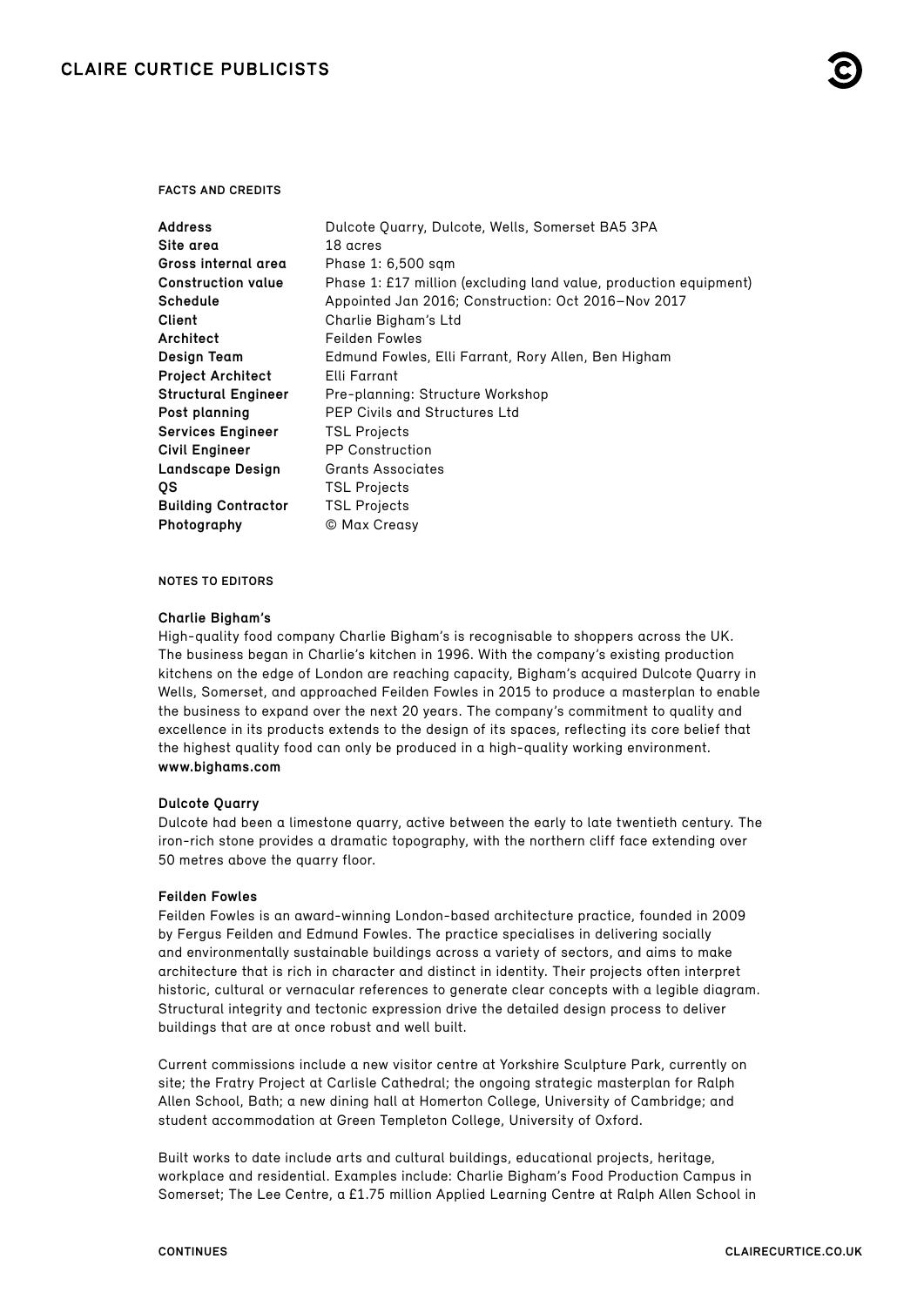**FACTS AND CREDITS**

| | |
|---|---|
| **Address** | Dulcote Quarry, Dulcote, Wells, Somerset BA5 3PA |
| **Site area** | 18 acres |
| **Gross internal area** | Phase 1: 6,500 sqm |
| **Construction value** | Phase 1: £17 million (excluding land value, production equipment) |
| **Schedule** | Appointed Jan 2016; Construction: Oct 2016–Nov 2017 |
| **Client** | Charlie Bigham's Ltd |
| **Architect** | Feilden Fowles |
| **Design Team** | Edmund Fowles, Elli Farrant, Rory Allen, Ben Higham |
| **Project Architect** | Elli Farrant |
| **Structural Engineer** | Pre-planning: Structure Workshop |
| **Post planning** | PEP Civils and Structures Ltd |
| **Services Engineer** | TSL Projects |
| **Civil Engineer** | PP Construction |
| **Landscape Design** | Grants Associates |
| **QS** | TSL Projects |
| **Building Contractor** | TSL Projects |
| **Photography** | © Max Creasy |

**NOTES TO EDITORS**

**Charlie Bigham's**

High-quality food company Charlie Bigham's is recognisable to shoppers across the UK. The business began in Charlie's kitchen in 1996. With the company's existing production kitchens on the edge of London are reaching capacity, Bigham's acquired Dulcote Quarry in Wells, Somerset, and approached Feilden Fowles in 2015 to produce a masterplan to enable the business to expand over the next 20 years. The company's commitment to quality and excellence in its products extends to the design of its spaces, reflecting its core belief that the highest quality food can only be produced in a high-quality working environment.
**www.bighams.com**

**Dulcote Quarry**

Dulcote had been a limestone quarry, active between the early to late twentieth century. The iron-rich stone provides a dramatic topography, with the northern cliff face extending over 50 metres above the quarry floor.

**Feilden Fowles**

Feilden Fowles is an award-winning London-based architecture practice, founded in 2009 by Fergus Feilden and Edmund Fowles. The practice specialises in delivering socially and environmentally sustainable buildings across a variety of sectors, and aims to make architecture that is rich in character and distinct in identity. Their projects often interpret historic, cultural or vernacular references to generate clear concepts with a legible diagram. Structural integrity and tectonic expression drive the detailed design process to deliver buildings that are at once robust and well built.

Current commissions include a new visitor centre at Yorkshire Sculpture Park, currently on site; the Fratry Project at Carlisle Cathedral; the ongoing strategic masterplan for Ralph Allen School, Bath; a new dining hall at Homerton College, University of Cambridge; and student accommodation at Green Templeton College, University of Oxford.

Built works to date include arts and cultural buildings, educational projects, heritage, workplace and residential. Examples include: Charlie Bigham's Food Production Campus in Somerset; The Lee Centre, a £1.75 million Applied Learning Centre at Ralph Allen School in

CONTINUES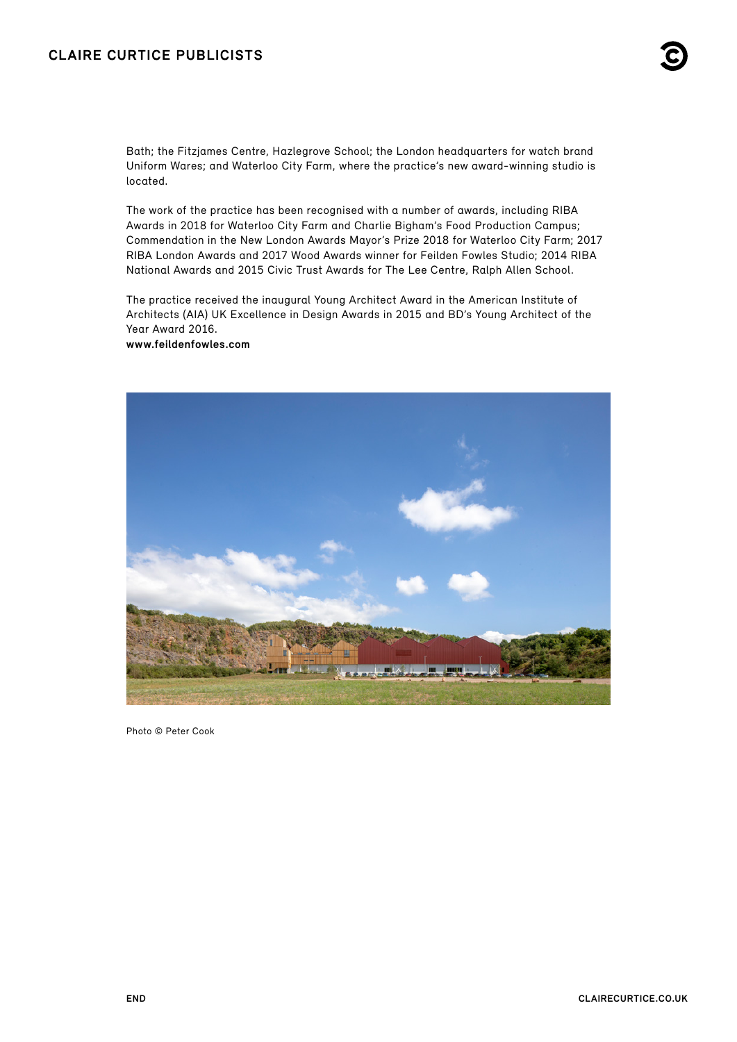Bath; the Fitzjames Centre, Hazlegrove School; the London headquarters for watch brand Uniform Wares; and Waterloo City Farm, where the practice's new award-winning studio is located.

The work of the practice has been recognised with a number of awards, including RIBA Awards in 2018 for Waterloo City Farm and Charlie Bigham's Food Production Campus; Commendation in the New London Awards Mayor's Prize 2018 for Waterloo City Farm; 2017 RIBA London Awards and 2017 Wood Awards winner for Feilden Fowles Studio; 2014 RIBA National Awards and 2015 Civic Trust Awards for The Lee Centre, Ralph Allen School.

The practice received the inaugural Young Architect Award in the American Institute of Architects (AIA) UK Excellence in Design Awards in 2015 and BD's Young Architect of the Year Award 2016.
**www.feildenfowles.com**

Photo © Peter Cook

**END**